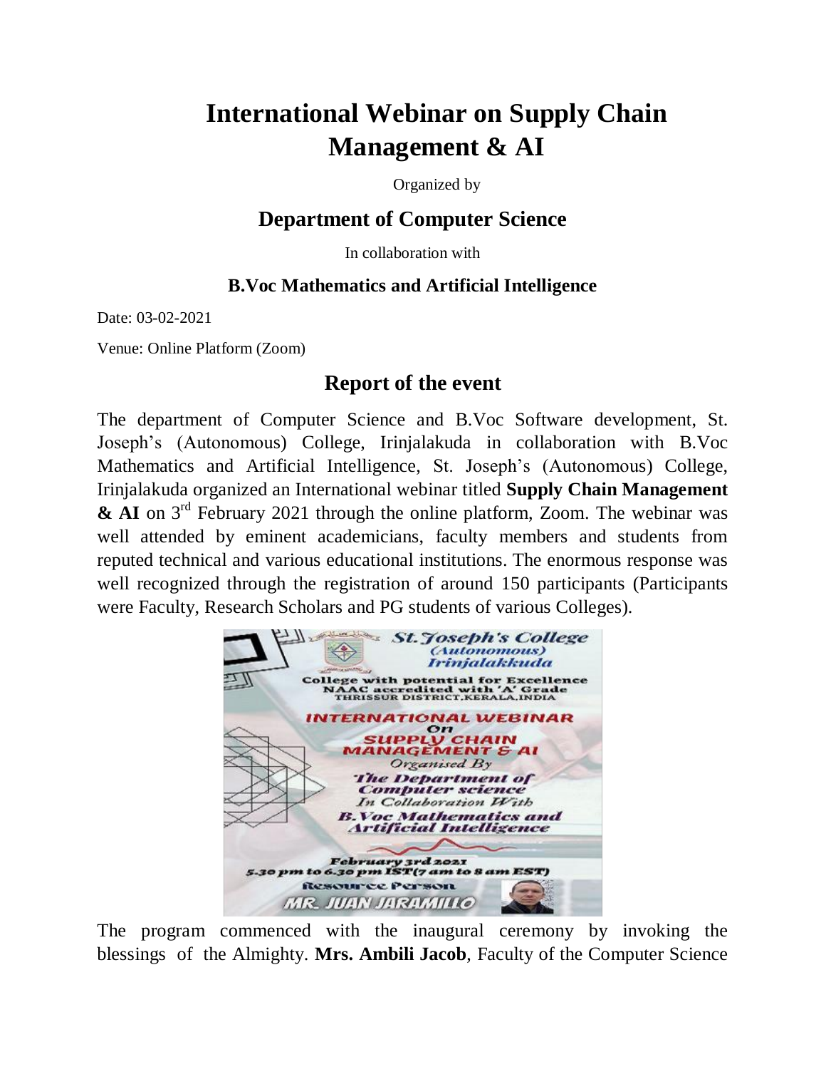# International Webinar on Supply Chain Management & AI

Organized by

### Department of Computer Science

In collaboration with

#### B.Voc Mathematics and Artificial Intelligence

Date: 03-02-2021

Venue: Online Platform (Zoom)

## Report of the event

The department of Computer Science and B.Voc Software development, St. Joseph's (Autonomous) College, Irinjalakuda in collaboration with B.Voc Mathematics and Artificial Intelligence, St. Joseph's (Autonomous) College, Irinjalakuda organized an International webinar titled **Supply Chain Management & AI** on 3rd February 2021 through the online platform, Zoom. The webinar was well attended by eminent academicians, faculty members and students from reputed technical and various educational institutions. The enormous response was well recognized through the registration of around 150 participants (Participants were Faculty, Research Scholars and PG students of various Colleges).

The program commenced with the inaugural ceremony by invoking the blessings of the Almighty. **Mrs. Ambili Jacob**, Faculty of the Computer Science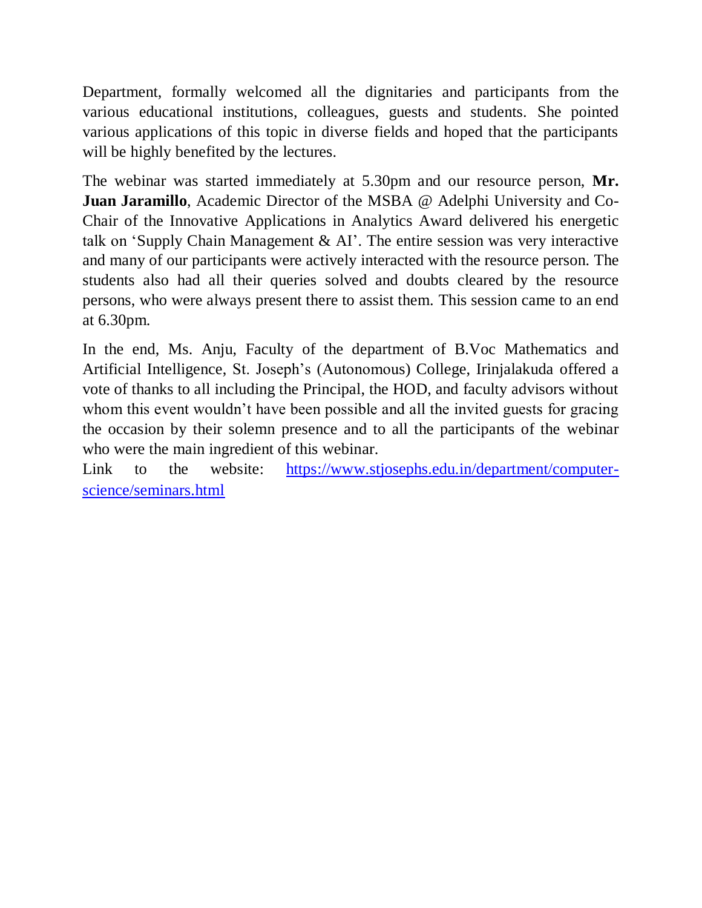Department, formally welcomed all the dignitaries and participants from the various educational institutions, colleagues, guests and students. She pointed various applications of this topic in diverse fields and hoped that the participants will be highly benefited by the lectures.

The webinar was started immediately at 5.30pm and our resource person, **Mr. Juan Jaramillo**, Academic Director of the MSBA @ Adelphi University and Co-Chair of the Innovative Applications in Analytics Award delivered his energetic talk on 'Supply Chain Management & AI'. The entire session was very interactive and many of our participants were actively interacted with the resource person. The students also had all their queries solved and doubts cleared by the resource persons, who were always present there to assist them. This session came to an end at 6.30pm.

In the end, Ms. Anju, Faculty of the department of B.Voc Mathematics and Artificial Intelligence, St. Joseph's (Autonomous) College, Irinjalakuda offered a vote of thanks to all including the Principal, the HOD, and faculty advisors without whom this event wouldn't have been possible and all the invited guests for gracing the occasion by their solemn presence and to all the participants of the webinar who were the main ingredient of this webinar.

Link to the website: [https://www.stjosephs.edu.in/department/computer-science/seminars.html](https://www.stjosephs.edu.in/department/computer-science/seminars.html)